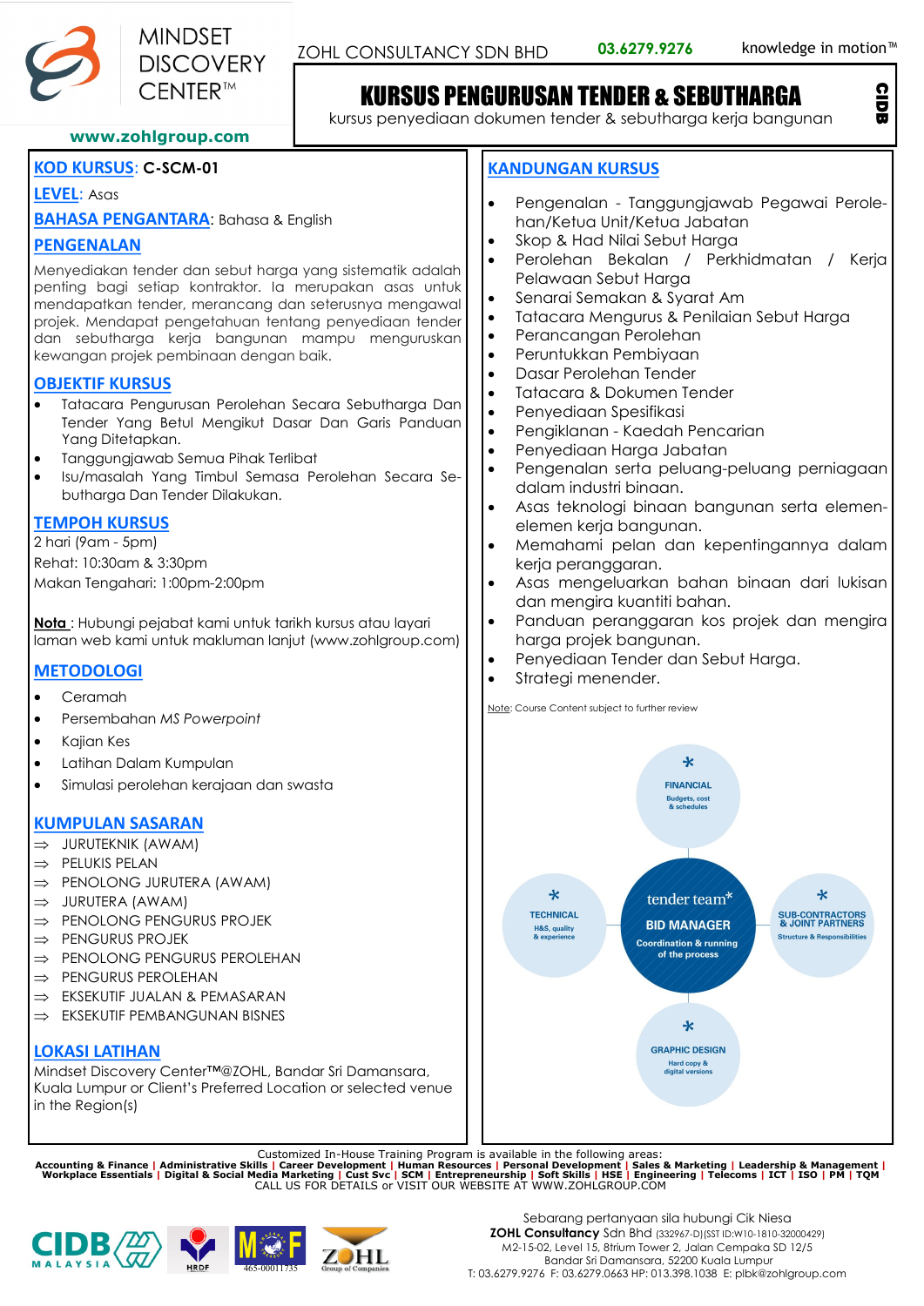MINDSET DISCOVERY CENTER™

www.zohlgroup.com

ZOHL CONSULTANCY SDN BHD 03.6279.9276 knowledge in motion™

# KURSUS PENGURUSAN TENDER & SEBUTHARGA

kursus penyediaan dokumen tender & sebutharga kerja bangunan

CIDB

**KOD KURSUS**: **C-SCM-01**

**LEVEL**: Asas

**BAHASA PENGANTARA**: Bahasa & English

## PENGENALAN

Menyediakan tender dan sebut harga yang sistematik adalah penting bagi setiap kontraktor. Ia merupakan asas untuk mendapatkan tender, merancang dan seterusnya mengawal projek. Mendapat pengetahuan tentang penyediaan tender dan sebutharga kerja bangunan mampu menguruskan kewangan projek pembinaan dengan baik.

## OBJEKTIF KURSUS

- Tatacara Pengurusan Perolehan Secara Sebutharga Dan Tender Yang Betul Mengikut Dasar Dan Garis Panduan Yang Ditetapkan.
- Tanggungjawab Semua Pihak Terlibat
- Isu/masalah Yang Timbul Semasa Perolehan Secara Sebutharga Dan Tender Dilakukan.

## TEMPOH KURSUS

2 hari (9am - 5pm)
Rehat: 10:30am & 3:30pm
Makan Tengahari: 1:00pm-2:00pm

**Nota** : Hubungi pejabat kami untuk tarikh kursus atau layari laman web kami untuk makluman lanjut (www.zohlgroup.com)

## METODOLOGI

- Ceramah
- Persembahan *MS Powerpoint*
- Kajian Kes
- Latihan Dalam Kumpulan
- Simulasi perolehan kerajaan dan swasta

## KUMPULAN SASARAN

⇒ JURUTEKNIK (AWAM)
⇒ PELUKIS PELAN
⇒ PENOLONG JURUTERA (AWAM)
⇒ JURUTERA (AWAM)
⇒ PENOLONG PENGURUS PROJEK
⇒ PENGURUS PROJEK
⇒ PENOLONG PENGURUS PEROLEHAN
⇒ PENGURUS PEROLEHAN
⇒ EKSEKUTIF JUALAN & PEMASARAN
⇒ EKSEKUTIF PEMBANGUNAN BISNES

## LOKASI LATIHAN

Mindset Discovery Center™@ZOHL, Bandar Sri Damansara, Kuala Lumpur or Client's Preferred Location or selected venue in the Region(s)

## KANDUNGAN KURSUS

- Pengenalan - Tanggungjawab Pegawai Perolehan/Ketua Unit/Ketua Jabatan
- Skop & Had Nilai Sebut Harga
- Perolehan Bekalan / Perkhidmatan / Kerja Pelawaan Sebut Harga
- Senarai Semakan & Syarat Am
- Tatacara Mengurus & Penilaian Sebut Harga
- Perancangan Perolehan
- Peruntukkan Pembiyaan
- Dasar Perolehan Tender
- Tatacara & Dokumen Tender
- Penyediaan Spesifikasi
- Pengiklanan - Kaedah Pencarian
- Penyediaan Harga Jabatan
- Pengenalan serta peluang-peluang perniagaan dalam industri binaan.
- Asas teknologi binaan bangunan serta elemen-elemen kerja bangunan.
- Memahami pelan dan kepentingannya dalam kerja peranggaran.
- Asas mengeluarkan bahan binaan dari lukisan dan mengira kuantiti bahan.
- Panduan peranggaran kos projek dan mengira harga projek bangunan.
- Penyediaan Tender dan Sebut Harga.
- Strategi menender.

Note: Course Content subject to further review

tender team* — BID MANAGER: Coordination & running of the process
FINANCIAL: Budgets, cost & schedules
TECHNICAL: H&S, quality & experience
SUB-CONTRACTORS & JOINT PARTNERS: Structure & Responsibilities
GRAPHIC DESIGN: Hard copy & digital versions

Customized In-House Training Program is available in the following areas:
**Accounting & Finance | Administrative Skills | Career Development | Human Resources | Personal Development | Sales & Marketing | Leadership & Management | Workplace Essentials | Digital & Social Media Marketing | Cust Svc | SCM | Entrepreneurship | Soft Skills | HSE | Engineering | Telecoms | ICT | ISO | PM | TQM**
CALL US FOR DETAILS or VISIT OUR WEBSITE AT WWW.ZOHLGROUP.COM

CIDB MALAYSIA | HRDF | MOF 465-00011735 | ZOHL Group of Companies

Sebarang pertanyaan sila hubungi Cik Niesa
**ZOHL Consultancy** Sdn Bhd (332967-D)(SST ID:W10-1810-32000429)
M2-15-02, Level 15, 8trium Tower 2, Jalan Cempaka SD 12/5
Bandar Sri Damansara, 52200 Kuala Lumpur
T: 03.6279.9276 F: 03.6279.0663 HP: 013.398.1038 E: plbk@zohlgroup.com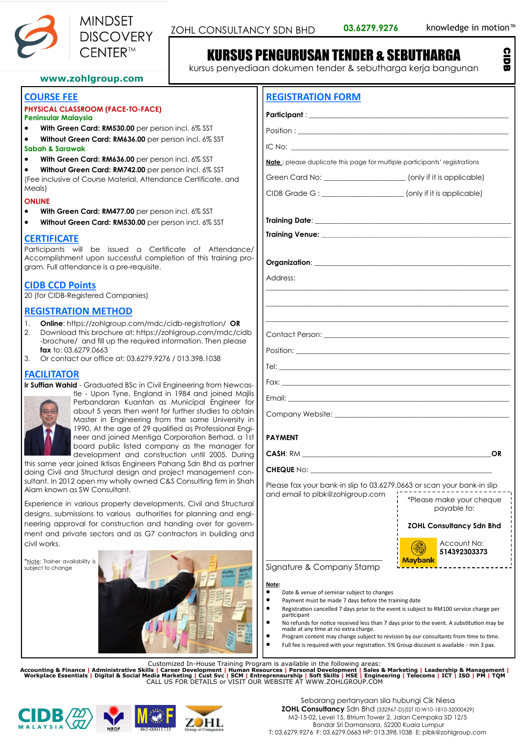MINDSET DISCOVERY CENTER™

ZOHL CONSULTANCY SDN BHD **03.6279.9276** knowledge in motion™

**www.zohlgroup.com**

# KURSUS PENGURUSAN TENDER & SEBUTHARGA

kursus penyediaan dokumen tender & sebutharga kerja bangunan

CIDB

## COURSE FEE

**PHYSICAL CLASSROOM (FACE-TO-FACE)**

**Peninsular Malaysia**

- **With Green Card: RM530.00** per person incl. 6% SST
- **Without Green Card: RM636.00** per person incl. 6% SST

**Sabah & Sarawak**

- **With Green Card: RM636.00** per person incl. 6% SST
- **Without Green Card: RM742.00** per person incl. 6% SST

(Fee inclusive of Course Material, Attendance Certificate, and Meals)

**ONLINE**

- **With Green Card: RM477.00** per person incl. 6% SST
- **Without Green Card: RM530.00** per person incl. 6% SST

## CERTIFICATE

Participants will be issued a Certificate of Attendance/ Accomplishment upon successful completion of this training program. Full attendance is a pre-requisite.

## CIDB CCD Points

20 (for CIDB-Registered Companies)

## REGISTRATION METHOD

1. **Online**: https://zohlgroup.com/mdc/cidb-registration/ **OR**
2. Download this brochure at: https://zohlgroup.com/mdc/cidb-brochure/ and fill up the required information. Then please **fax** to: 03.6279.0663
3. Or contact our office at: 03.6279.9276 / 013.398.1038

## FACILITATOR

**Ir Suffian Wahid** - Graduated BSc in Civil Engineering from Newcastle - Upon Tyne, England in 1984 and joined Majlis Perbandaran Kuantan as Municipal Engineer for about 5 years then went for further studies to obtain Master in Engineering from the same University in 1990. At the age of 29 qualified as Professional Engineer and joined Mentiga Corporation Berhad, a 1st board public listed company as the manager for development and construction until 2005. During this same year joined Iktisas Engineers Pahang Sdn Bhd as partner doing Civil and Structural design and project management consultant. In 2012 open my wholly owned C&S Consulting firm in Shah Alam known as SW Consultant.

Experience in various property developments, Civil and Structural designs, submissions to various authorities for planning and engineering approval for construction and handing over for government and private sectors and as G7 contractors in building and civil works.

*Note: Trainer availability is subject to change

## REGISTRATION FORM

**Participant** : ______________________

Position : ______________________

IC No: ______________________

Note : please duplicate this page for multiple participants' registrations

Green Card No: ______________ (only if it is applicable)

CIDB Grade G : ______________ (only if it is applicable)

**Training Date**: ______________________

**Training Venue**: ______________________

**Organization**: ______________________

Address: ______________________

Contact Person: ______________________

Position: ______________________

Tel: ______________________

Fax: ______________________

Email: ______________________

Company Website: ______________________

**PAYMENT**

**CASH**: RM ______________________ **OR**

**CHEQUE** No: ______________________

Please fax your bank-in slip to 03.6279.0663 or scan your bank-in slip and email to plbk@zohlgroup.com

*Please make your cheque payable to:

**ZOHL Consultancy Sdn Bhd**

Maybank Account No: **514392303373**

______________________

Signature & Company Stamp

**Note:**

- Date & venue of seminar subject to changes
- Payment must be made 7 days before the training date
- Registration cancelled 7 days prior to the event is subject to RM100 service charge per participant
- No refunds for notice received less than 7 days prior to the event. A substitution may be made at any time at no extra charge.
- Program content may change subject to revision by our consultants from time to time.
- Full fee is required with your registration. 5% Group discount is available - min 3 pax.

Customized In-House Training Program is available in the following areas:

**Accounting & Finance | Administrative Skills | Career Development | Human Resources | Personal Development | Sales & Marketing | Leadership & Management | Workplace Essentials | Digital & Social Media Marketing | Cust Svc | SCM | Entrepreneurship | Soft Skills | HSE | Engineering | Telecoms | ICT | ISO | PM | TQM**

CALL US FOR DETAILS or VISIT OUR WEBSITE AT WWW.ZOHLGROUP.COM

CIDB MALAYSIA | HRDF | MOF 465-00011735 | ZOHL Group of Companies

Sebarang pertanyaan sila hubungi Cik Niesa

**ZOHL Consultancy** Sdn Bhd (332967-D)(SST ID:W10-1810-32000429)

M2-15-02, Level 15, 8trium Tower 2, Jalan Cempaka SD 12/5

Bandar Sri Damansara, 52200 Kuala Lumpur

T: 03.6279.9276 F: 03.6279.0663 HP: 013.398.1038 E: plbk@zohlgroup.com